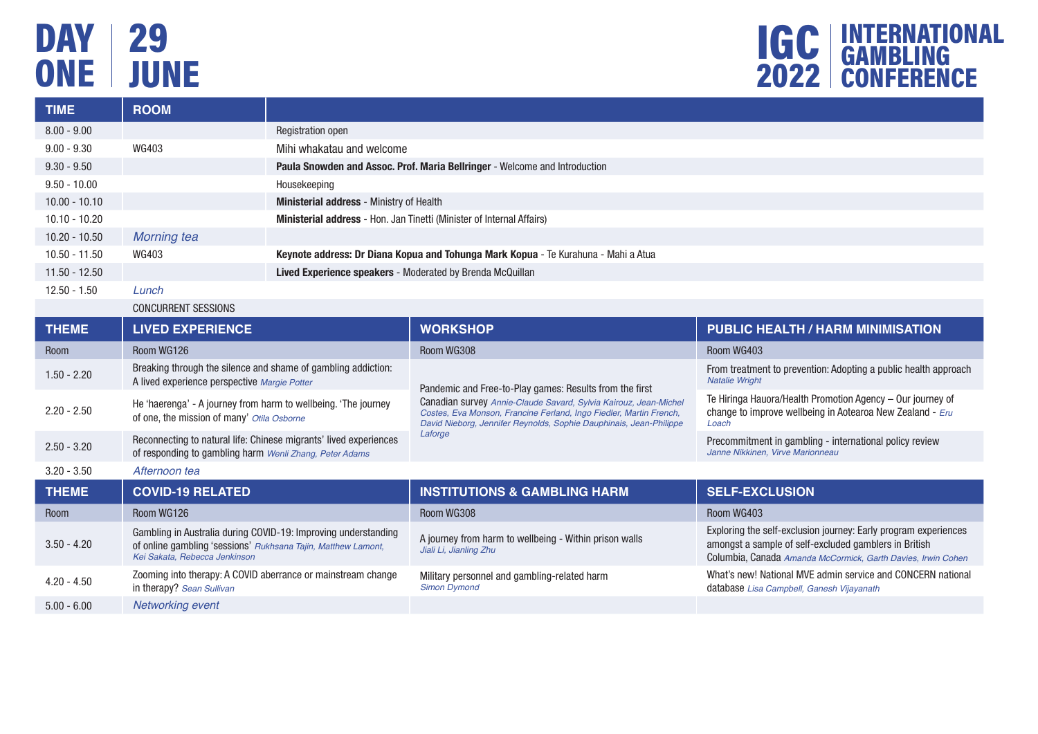# DAY ONE | 29 JUNE

# IGC 2022 | INTERNATIONAL GAMBLING CONFERENCE

| TIME | ROOM | |
|---|---|---|
| 8.00 - 9.00 | | Registration open |
| 9.00 - 9.30 | WG403 | Mihi whakatau and welcome |
| 9.30 - 9.50 | | **Paula Snowden and Assoc. Prof. Maria Bellringer** - Welcome and Introduction |
| 9.50 - 10.00 | | Housekeeping |
| 10.00 - 10.10 | | **Ministerial address** - Ministry of Health |
| 10.10 - 10.20 | | **Ministerial address** - Hon. Jan Tinetti (Minister of Internal Affairs) |
| 10.20 - 10.50 | *Morning tea* | |
| 10.50 - 11.50 | WG403 | **Keynote address: Dr Diana Kopua and Tohunga Mark Kopua** - Te Kurahuna - Mahi a Atua |
| 11.50 - 12.50 | | **Lived Experience speakers** - Moderated by Brenda McQuillan |
| 12.50 - 1.50 | *Lunch* | |

CONCURRENT SESSIONS

| THEME | LIVED EXPERIENCE | WORKSHOP | PUBLIC HEALTH / HARM MINIMISATION |
|---|---|---|---|
| Room | Room WG126 | Room WG308 | Room WG403 |
| 1.50 - 2.20 | Breaking through the silence and shame of gambling addiction: A lived experience perspective *Margie Potter* | Pandemic and Free-to-Play games: Results from the first Canadian survey *Annie-Claude Savard, Sylvia Kairouz, Jean-Michel Costes, Eva Monson, Francine Ferland, Ingo Fiedler, Martin French, David Nieborg, Jennifer Reynolds, Sophie Dauphinais, Jean-Philippe Laforge* | From treatment to prevention: Adopting a public health approach *Natalie Wright* |
| 2.20 - 2.50 | He 'haerenga' - A journey from harm to wellbeing. 'The journey of one, the mission of many' *Otila Osborne* | | Te Hiringa Hauora/Health Promotion Agency – Our journey of change to improve wellbeing in Aotearoa New Zealand - *Eru Loach* |
| 2.50 - 3.20 | Reconnecting to natural life: Chinese migrants' lived experiences of responding to gambling harm *Wenli Zhang, Peter Adams* | | Precommitment in gambling - international policy review *Janne Nikkinen, Virve Marionneau* |
| 3.20 - 3.50 | *Afternoon tea* | | |

| THEME | COVID-19 RELATED | INSTITUTIONS & GAMBLING HARM | SELF-EXCLUSION |
|---|---|---|---|
| Room | Room WG126 | Room WG308 | Room WG403 |
| 3.50 - 4.20 | Gambling in Australia during COVID-19: Improving understanding of online gambling 'sessions' *Rukhsana Tajin, Matthew Lamont, Kei Sakata, Rebecca Jenkinson* | A journey from harm to wellbeing - Within prison walls *Jiali Li, Jianling Zhu* | Exploring the self-exclusion journey: Early program experiences amongst a sample of self-excluded gamblers in British Columbia, Canada *Amanda McCormick, Garth Davies, Irwin Cohen* |
| 4.20 - 4.50 | Zooming into therapy: A COVID aberrance or mainstream change in therapy? *Sean Sullivan* | Military personnel and gambling-related harm *Simon Dymond* | What's new! National MVE admin service and CONCERN national database *Lisa Campbell, Ganesh Vijayanath* |
| 5.00 - 6.00 | *Networking event* | | |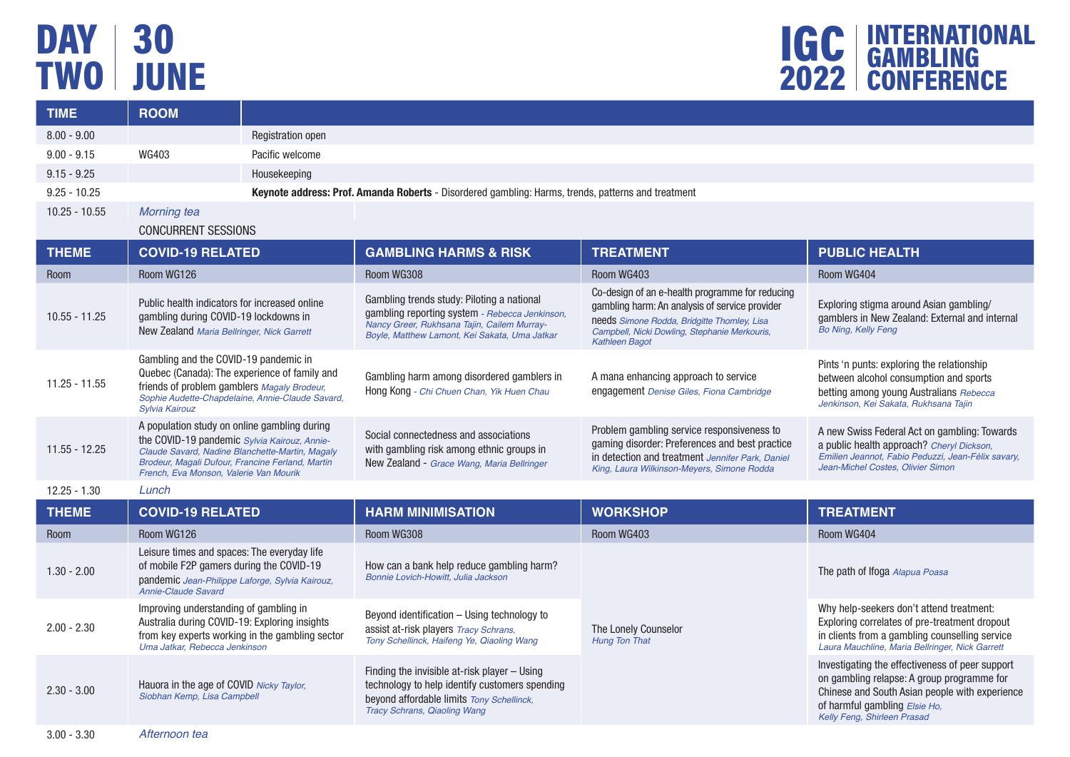# DAY TWO | 30 JUNE

## IGC 2022 | INTERNATIONAL GAMBLING CONFERENCE

| TIME | ROOM | |
|---|---|---|
| 8.00 - 9.00 | | Registration open |
| 9.00 - 9.15 | WG403 | Pacific welcome |
| 9.15 - 9.25 | | Housekeeping |
| 9.25 - 10.25 | | **Keynote address: Prof. Amanda Roberts** - Disordered gambling: Harms, trends, patterns and treatment |
| 10.25 - 10.55 | *Morning tea* | |

CONCURRENT SESSIONS

| THEME | COVID-19 RELATED | GAMBLING HARMS & RISK | TREATMENT | PUBLIC HEALTH |
|---|---|---|---|---|
| Room | Room WG126 | Room WG308 | Room WG403 | Room WG404 |
| 10.55 - 11.25 | Public health indicators for increased online gambling during COVID-19 lockdowns in New Zealand *Maria Bellringer, Nick Garrett* | Gambling trends study: Piloting a national gambling reporting system - *Rebecca Jenkinson, Nancy Greer, Rukhsana Tajin, Cailem Murray-Boyle, Matthew Lamont, Kei Sakata, Uma Jatkar* | Co-design of an e-health programme for reducing gambling harm: An analysis of service provider needs *Simone Rodda, Bridgitte Thomley, Lisa Campbell, Nicki Dowling, Stephanie Merkouris, Kathleen Bagot* | Exploring stigma around Asian gambling/gamblers in New Zealand: External and internal *Bo Ning, Kelly Feng* |
| 11.25 - 11.55 | Gambling and the COVID-19 pandemic in Quebec (Canada): The experience of family and friends of problem gamblers *Magaly Brodeur, Sophie Audette-Chapdelaine, Annie-Claude Savard, Sylvia Kairouz* | Gambling harm among disordered gamblers in Hong Kong - *Chi Chuen Chan, Yik Huen Chau* | A mana enhancing approach to service engagement *Denise Giles, Fiona Cambridge* | Pints 'n punts: exploring the relationship between alcohol consumption and sports betting among young Australians *Rebecca Jenkinson, Kei Sakata, Rukhsana Tajin* |
| 11.55 - 12.25 | A population study on online gambling during the COVID-19 pandemic *Sylvia Kairouz, Annie-Claude Savard, Nadine Blanchette-Martin, Magaly Brodeur, Magali Dufour, Francine Ferland, Martin French, Eva Monson, Valerie Van Mourik* | Social connectedness and associations with gambling risk among ethnic groups in New Zealand - *Grace Wang, Maria Bellringer* | Problem gambling service responsiveness to gaming disorder: Preferences and best practice in detection and treatment *Jennifer Park, Daniel King, Laura Wilkinson-Meyers, Simone Rodda* | A new Swiss Federal Act on gambling: Towards a public health approach? *Cheryl Dickson, Emilien Jeannot, Fabio Peduzzi, Jean-Félix savary, Jean-Michel Costes, Olivier Simon* |
| 12.25 - 1.30 | *Lunch* | | | |
| **THEME** | **COVID-19 RELATED** | **HARM MINIMISATION** | **WORKSHOP** | **TREATMENT** |
| Room | Room WG126 | Room WG308 | Room WG403 | Room WG404 |
| 1.30 - 2.00 | Leisure times and spaces: The everyday life of mobile F2P gamers during the COVID-19 pandemic *Jean-Philippe Laforge, Sylvia Kairouz, Annie-Claude Savard* | How can a bank help reduce gambling harm? *Bonnie Lovich-Howitt, Julia Jackson* | The Lonely Counselor *Hung Ton That* | The path of Ifoga *Alapua Poasa* |
| 2.00 - 2.30 | Improving understanding of gambling in Australia during COVID-19: Exploring insights from key experts working in the gambling sector *Uma Jatkar, Rebecca Jenkinson* | Beyond identification – Using technology to assist at-risk players *Tracy Schrans, Tony Schellinck, Haifeng Ye, Qiaoling Wang* | | Why help-seekers don't attend treatment: Exploring correlates of pre-treatment dropout in clients from a gambling counselling service *Laura Mauchline, Maria Bellringer, Nick Garrett* |
| 2.30 - 3.00 | Hauora in the age of COVID *Nicky Taylor, Siobhan Kemp, Lisa Campbell* | Finding the invisible at-risk player – Using technology to help identify customers spending beyond affordable limits *Tony Schellinck, Tracy Schrans, Qiaoling Wang* | | Investigating the effectiveness of peer support on gambling relapse: A group programme for Chinese and South Asian people with experience of harmful gambling *Elsie Ho, Kelly Feng, Shirleen Prasad* |
| 3.00 - 3.30 | *Afternoon tea* | | | |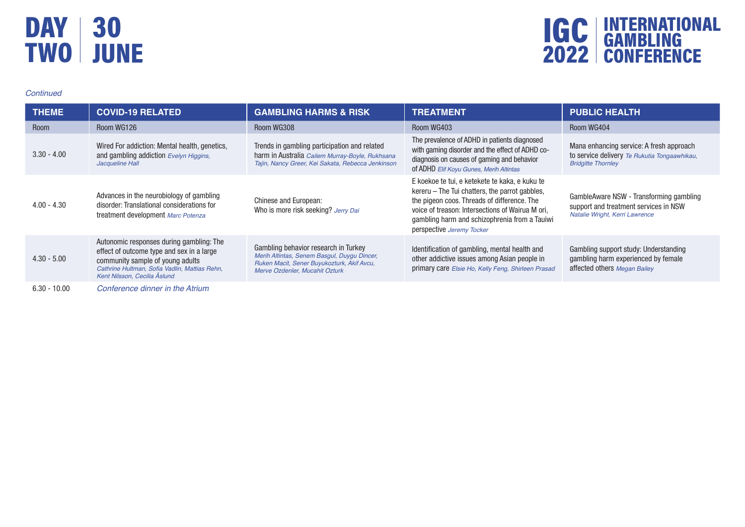# DAY TWO 30 JUNE

# IGC 2022 INTERNATIONAL GAMBLING CONFERENCE

*Continued*

| THEME | COVID-19 RELATED | GAMBLING HARMS & RISK | TREATMENT | PUBLIC HEALTH |
|---|---|---|---|---|
| Room | Room WG126 | Room WG308 | Room WG403 | Room WG404 |
| 3.30 - 4.00 | Wired For addiction: Mental health, genetics, and gambling addiction *Evelyn Higgins, Jacqueline Hall* | Trends in gambling participation and related harm in Australia *Cailem Murray-Boyle, Rukhsana Tajin, Nancy Greer, Kei Sakata, Rebecca Jenkinson* | The prevalence of ADHD in patients diagnosed with gaming disorder and the effect of ADHD co-diagnosis on causes of gaming and behavior of ADHD *Elif Koyu Gunes, Merih Altintas* | Mana enhancing service: A fresh approach to service delivery *Te Rukutia Tongaawhikau, Bridgitte Thornley* |
| 4.00 - 4.30 | Advances in the neurobiology of gambling disorder: Translational considerations for treatment development *Marc Potenza* | Chinese and European: Who is more risk seeking? *Jerry Dai* | E koekoe te tui, e ketekete te kaka, e kuku te kereru – The Tui chatters, the parrot gabbles, the pigeon coos. Threads of difference. The voice of treason: Intersections of Wairua M ori, gambling harm and schizophrenia from a Tauiwi perspective *Jeremy Tocker* | GambleAware NSW - Transforming gambling support and treatment services in NSW *Natalie Wright, Kerri Lawrence* |
| 4.30 - 5.00 | Autonomic responses during gambling: The effect of outcome type and sex in a large community sample of young adults *Cathrine Hultman, Sofia Vadlin, Mattias Rehn, Kent Nilsson, Cecilia Åslund* | Gambling behavior research in Turkey *Merih Altintas, Senem Basgul, Duygu Dincer, Ruken Macit, Sener Buyukozturk, Akif Avcu, Merve Ozdenler, Mucahit Ozturk* | Identification of gambling, mental health and other addictive issues among Asian people in primary care *Elsie Ho, Kelly Feng, Shirleen Prasad* | Gambling support study: Understanding gambling harm experienced by female affected others *Megan Bailey* |
| 6.30 - 10.00 | *Conference dinner in the Atrium* | | | |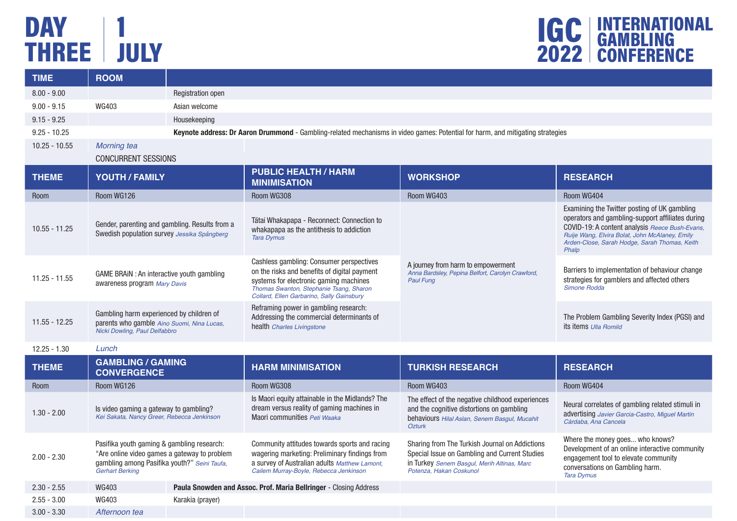# DAY THREE | 1 JULY

**IGC 2022 | INTERNATIONAL GAMBLING CONFERENCE**

| TIME | ROOM | | | | |
|---|---|---|---|---|---|
| 8.00 - 9.00 | | Registration open | | | |
| 9.00 - 9.15 | WG403 | Asian welcome | | | |
| 9.15 - 9.25 | | Housekeeping | | | |
| 9.25 - 10.25 | | **Keynote address: Dr Aaron Drummond** - Gambling-related mechanisms in video games: Potential for harm, and mitigating strategies | | | |
| 10.25 - 10.55 | *Morning tea* | | | | |
| | CONCURRENT SESSIONS | | | | |

| THEME | YOUTH / FAMILY | PUBLIC HEALTH / HARM MINIMISATION | WORKSHOP | RESEARCH |
|---|---|---|---|---|
| Room | Room WG126 | Room WG308 | Room WG403 | Room WG404 |
| 10.55 - 11.25 | Gender, parenting and gambling. Results from a Swedish population survey *Jessika Spångberg* | Tātai Whakapapa - Reconnect: Connection to whakapapa as the antithesis to addiction *Tara Dymus* | A journey from harm to empowerment *Anna Bardsley, Pepina Belfort, Carolyn Crawford, Paul Fung* | Examining the Twitter posting of UK gambling operators and gambling-support affiliates during COVID-19: A content analysis *Reece Bush-Evans, Ruije Wang, Elvira Bolat, John McAlaney, Emily Arden-Close, Sarah Hodge, Sarah Thomas, Keith Phalp* |
| 11.25 - 11.55 | GAME BRAiN : An interactive youth gambling awareness program *Mary Davis* | Cashless gambling: Consumer perspectives on the risks and benefits of digital payment systems for electronic gaming machines *Thomas Swanton, Stephanie Tsang, Sharon Collard, Ellen Garbarino, Sally Gainsbury* | | Barriers to implementation of behaviour change strategies for gamblers and affected others *Simone Rodda* |
| 11.55 - 12.25 | Gambling harm experienced by children of parents who gamble *Aino Suomi, Nina Lucas, Nicki Dowling, Paul Delfabbro* | Reframing power in gambling research: Addressing the commercial determinants of health *Charles Livingstone* | | The Problem Gambling Severity Index (PGSI) and its items *Ulla Romild* |
| 12.25 - 1.30 | *Lunch* | | | |

| THEME | GAMBLING / GAMING CONVERGENCE | HARM MINIMISATION | TURKISH RESEARCH | RESEARCH |
|---|---|---|---|---|
| Room | Room WG126 | Room WG308 | Room WG403 | Room WG404 |
| 1.30 - 2.00 | Is video gaming a gateway to gambling? *Kei Sakata, Nancy Greer, Rebecca Jenkinson* | Is Maori equity attainable in the Midlands? The dream versus reality of gaming machines in Maori communities *Peti Waaka* | The effect of the negative childhood experiences and the cognitive distortions on gambling behaviours *Hilal Aslan, Senem Basgul, Mucahit Ozturk* | Neural correlates of gambling related stimuli in advertising *Javier Garcia-Castro, Miguel Martin Cárdaba, Ana Cancela* |
| 2.00 - 2.30 | Pasifika youth gaming & gambling research: "Are online video games a gateway to problem gambling among Pasifika youth?" *Seini Taufa, Gerhart Berking* | Community attitudes towards sports and racing wagering marketing: Preliminary findings from a survey of Australian adults *Matthew Lamont, Cailem Murray-Boyle, Rebecca Jenkinson* | Sharing from The Turkish Journal on Addictions Special Issue on Gambling and Current Studies in Turkey *Senem Basgul, Merih Altinas, Marc Potenza, Hakan Coskunol* | Where the money goes... who knows? Development of an online interactive community engagement tool to elevate community conversations on Gambling harm. *Tara Dymus* |
| 2.30 - 2.55 | WG403 | **Paula Snowden and Assoc. Prof. Maria Bellringer** - Closing Address | | |
| 2.55 - 3.00 | WG403 | Karakia (prayer) | | |
| 3.00 - 3.30 | *Afternoon tea* | | | |